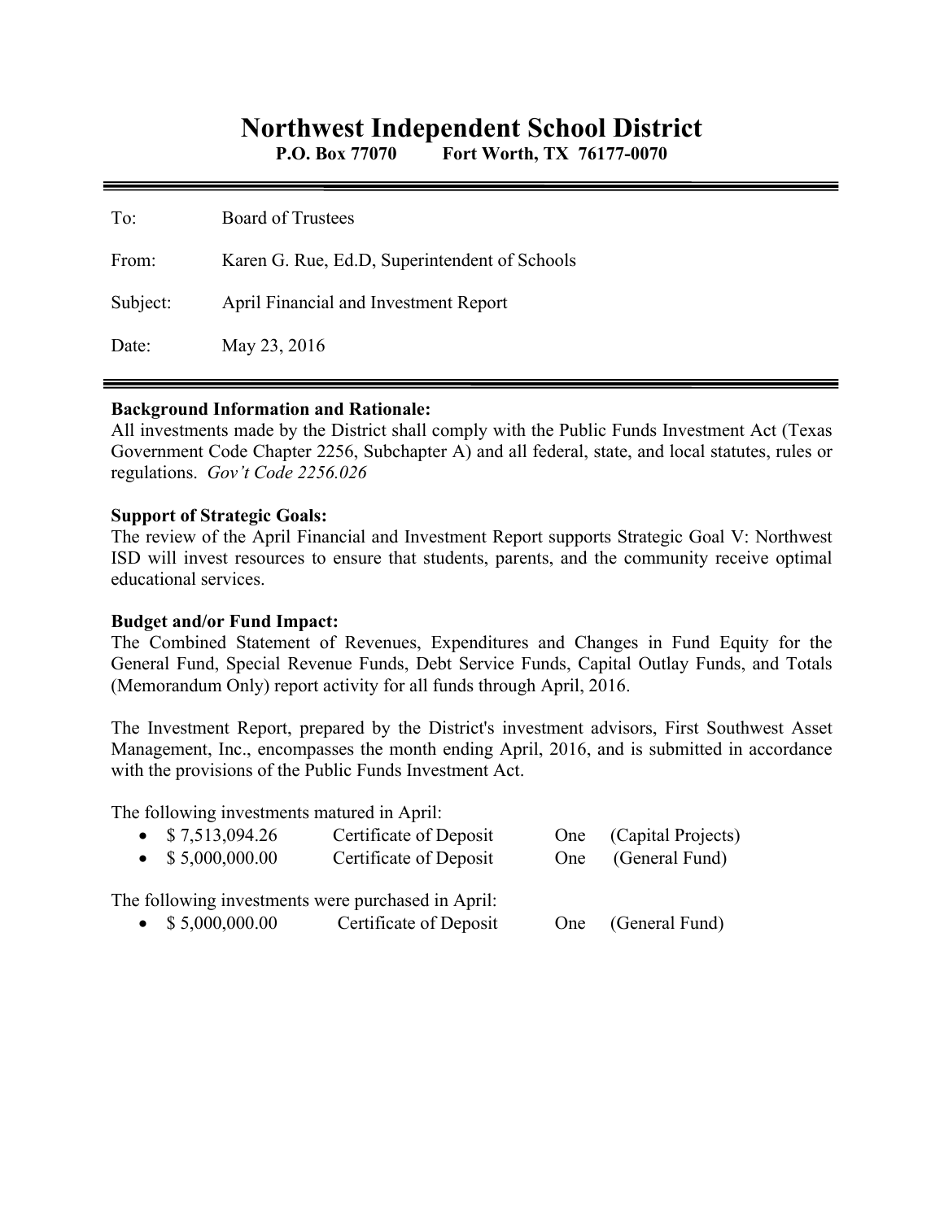# Northwest Independent School District

**P.O. Box 77070 Fort Worth, TX 76177-0070**

---

To: Board of Trustees

From: Karen G. Rue, Ed.D, Superintendent of Schools

Subject: April Financial and Investment Report

Date: May 23, 2016

---

**Background Information and Rationale:**
All investments made by the District shall comply with the Public Funds Investment Act (Texas Government Code Chapter 2256, Subchapter A) and all federal, state, and local statutes, rules or regulations. *Gov't Code 2256.026*

**Support of Strategic Goals:**
The review of the April Financial and Investment Report supports Strategic Goal V: Northwest ISD will invest resources to ensure that students, parents, and the community receive optimal educational services.

**Budget and/or Fund Impact:**
The Combined Statement of Revenues, Expenditures and Changes in Fund Equity for the General Fund, Special Revenue Funds, Debt Service Funds, Capital Outlay Funds, and Totals (Memorandum Only) report activity for all funds through April, 2016.

The Investment Report, prepared by the District's investment advisors, First Southwest Asset Management, Inc., encompasses the month ending April, 2016, and is submitted in accordance with the provisions of the Public Funds Investment Act.

The following investments matured in April:

- $ 7,513,094.26 Certificate of Deposit One (Capital Projects)
- $ 5,000,000.00 Certificate of Deposit One (General Fund)

The following investments were purchased in April:

- $ 5,000,000.00 Certificate of Deposit One (General Fund)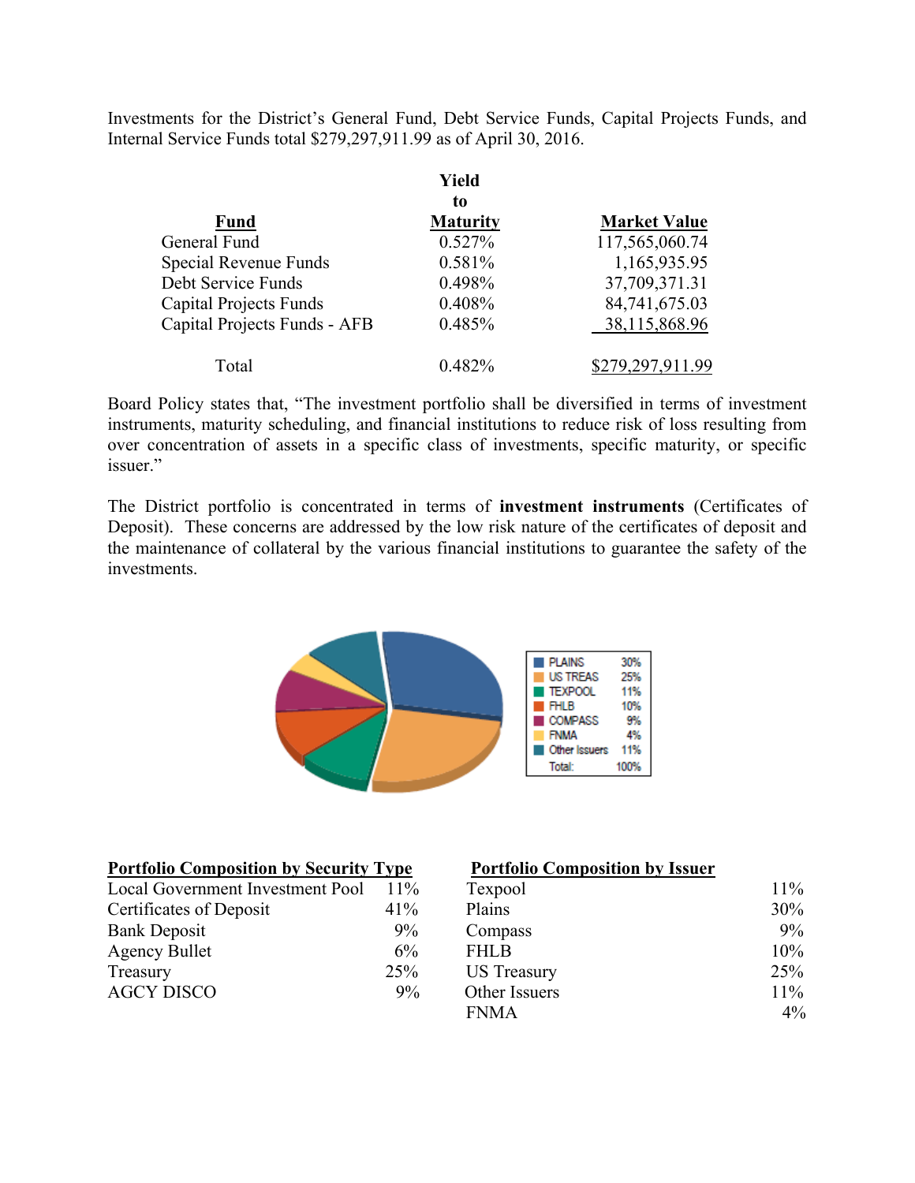Investments for the District's General Fund, Debt Service Funds, Capital Projects Funds, and Internal Service Funds total $279,297,911.99 as of April 30, 2016.

| Fund | Yield to Maturity | Market Value |
|---|---|---|
| General Fund | 0.527% | 117,565,060.74 |
| Special Revenue Funds | 0.581% | 1,165,935.95 |
| Debt Service Funds | 0.498% | 37,709,371.31 |
| Capital Projects Funds | 0.408% | 84,741,675.03 |
| Capital Projects Funds - AFB | 0.485% | 38,115,868.96 |
| Total | 0.482% | $279,297,911.99 |

Board Policy states that, "The investment portfolio shall be diversified in terms of investment instruments, maturity scheduling, and financial institutions to reduce risk of loss resulting from over concentration of assets in a specific class of investments, specific maturity, or specific issuer."

The District portfolio is concentrated in terms of **investment instruments** (Certificates of Deposit). These concerns are addressed by the low risk nature of the certificates of deposit and the maintenance of collateral by the various financial institutions to guarantee the safety of the investments.

| | |
|---|---|
| PLAINS | 30% |
| US TREAS | 25% |
| TEXPOOL | 11% |
| FHLB | 10% |
| COMPASS | 9% |
| FNMA | 4% |
| Other Issuers | 11% |
| Total: | 100% |

**Portfolio Composition by Security Type**

| | |
|---|---|
| Local Government Investment Pool | 11% |
| Certificates of Deposit | 41% |
| Bank Deposit | 9% |
| Agency Bullet | 6% |
| Treasury | 25% |
| AGCY DISCO | 9% |

**Portfolio Composition by Issuer**

| | |
|---|---|
| Texpool | 11% |
| Plains | 30% |
| Compass | 9% |
| FHLB | 10% |
| US Treasury | 25% |
| Other Issuers | 11% |
| FNMA | 4% |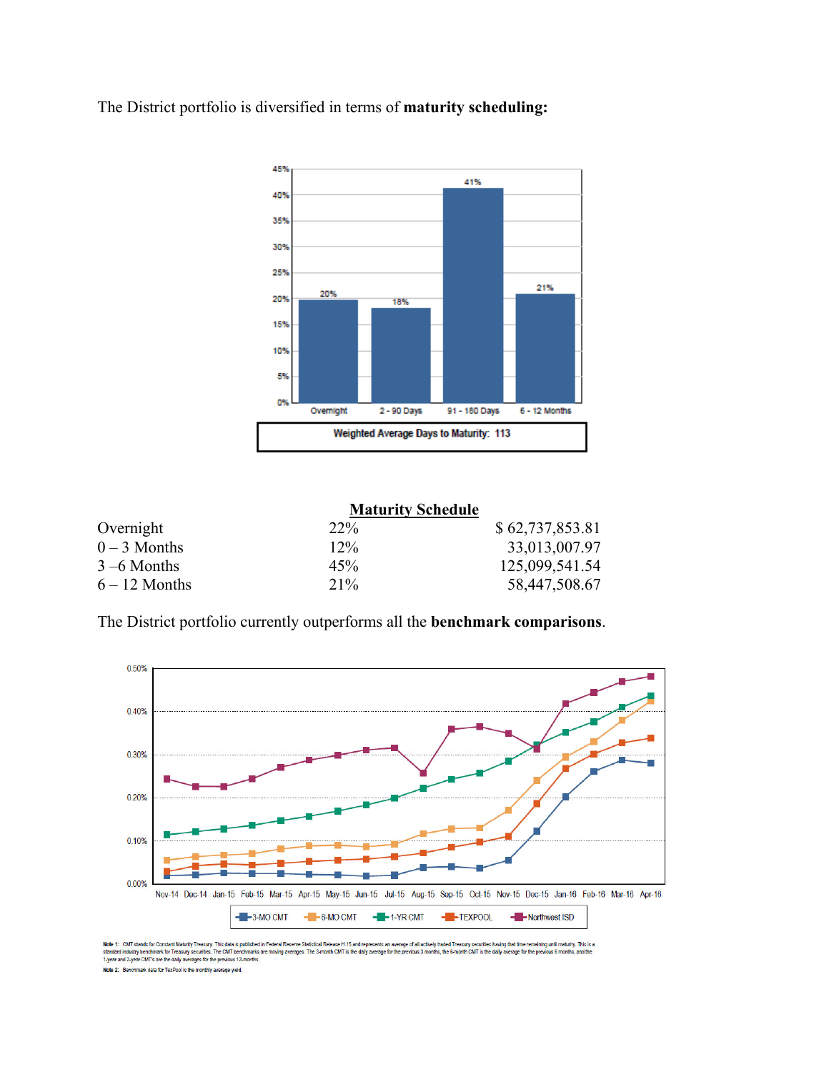The District portfolio is diversified in terms of **maturity scheduling:**

45%
40%
35%
30%
25%
20%
15%
10%
5%
0%

| Overnight | 2 - 90 Days | 91 - 180 Days | 6 - 12 Months |
|---|---|---|---|
| 20% | 18% | 41% | 21% |

**Weighted Average Days to Maturity: 113**

**Maturity Schedule**

| | | |
|---|---|---|
| Overnight | 22% | $ 62,737,853.81 |
| 0 – 3 Months | 12% | 33,013,007.97 |
| 3 –6 Months | 45% | 125,099,541.54 |
| 6 – 12 Months | 21% | 58,447,508.67 |

The District portfolio currently outperforms all the **benchmark comparisons**.

0.50%
0.40%
0.30%
0.20%
0.10%
0.00%

Nov-14 Dec-14 Jan-15 Feb-15 Mar-15 Apr-15 May-15 Jun-15 Jul-15 Aug-15 Sep-15 Oct-15 Nov-15 Dec-15 Jan-16 Feb-16 Mar-16 Apr-16

3-MO CMT 6-MO CMT 1-YR CMT TEXPOOL Northwest ISD

**Note 1:** CMT stands for Constant Maturity Treasury. This data is published in Federal Reserve Statistical Release H.15 and represents an average of all actively traded Treasury securities having that time remaining until maturity. This is a standard industry benchmark for Treasury securities. The CMT benchmarks are moving averages. The 3-month CMT is the daily average for the previous 3 months, the 6-month CMT is the daily average for the previous 6 months, and the 1-year and 2-year CMT's are the daily averages for the previous 12-months.

**Note 2:** Benchmark data for TexPool is the monthly average yield.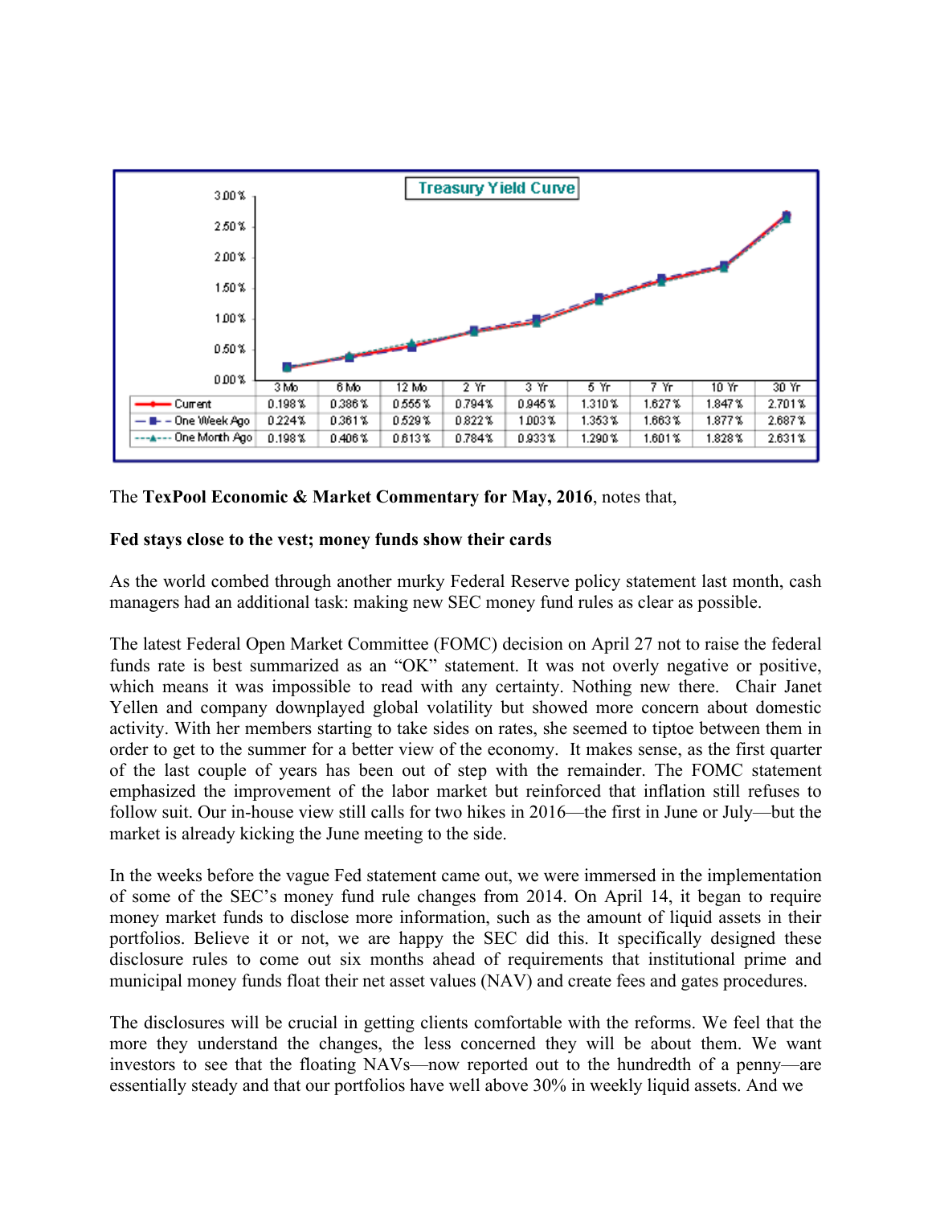**Treasury Yield Curve**

| | 3 Mo | 6 Mo | 12 Mo | 2 Yr | 3 Yr | 5 Yr | 7 Yr | 10 Yr | 30 Yr |
|---|---|---|---|---|---|---|---|---|---|
| Current | 0.198% | 0.386% | 0.555% | 0.794% | 0.945% | 1.310% | 1.627% | 1.847% | 2.701% |
| One Week Ago | 0.224% | 0.361% | 0.529% | 0.822% | 1.003% | 1.353% | 1.663% | 1.877% | 2.687% |
| One Month Ago | 0.198% | 0.406% | 0.613% | 0.784% | 0.933% | 1.290% | 1.601% | 1.828% | 2.631% |

The **TexPool Economic & Market Commentary for May, 2016**, notes that,

**Fed stays close to the vest; money funds show their cards**

As the world combed through another murky Federal Reserve policy statement last month, cash managers had an additional task: making new SEC money fund rules as clear as possible.

The latest Federal Open Market Committee (FOMC) decision on April 27 not to raise the federal funds rate is best summarized as an "OK" statement. It was not overly negative or positive, which means it was impossible to read with any certainty. Nothing new there. Chair Janet Yellen and company downplayed global volatility but showed more concern about domestic activity. With her members starting to take sides on rates, she seemed to tiptoe between them in order to get to the summer for a better view of the economy. It makes sense, as the first quarter of the last couple of years has been out of step with the remainder. The FOMC statement emphasized the improvement of the labor market but reinforced that inflation still refuses to follow suit. Our in-house view still calls for two hikes in 2016—the first in June or July—but the market is already kicking the June meeting to the side.

In the weeks before the vague Fed statement came out, we were immersed in the implementation of some of the SEC's money fund rule changes from 2014. On April 14, it began to require money market funds to disclose more information, such as the amount of liquid assets in their portfolios. Believe it or not, we are happy the SEC did this. It specifically designed these disclosure rules to come out six months ahead of requirements that institutional prime and municipal money funds float their net asset values (NAV) and create fees and gates procedures.

The disclosures will be crucial in getting clients comfortable with the reforms. We feel that the more they understand the changes, the less concerned they will be about them. We want investors to see that the floating NAVs—now reported out to the hundredth of a penny—are essentially steady and that our portfolios have well above 30% in weekly liquid assets. And we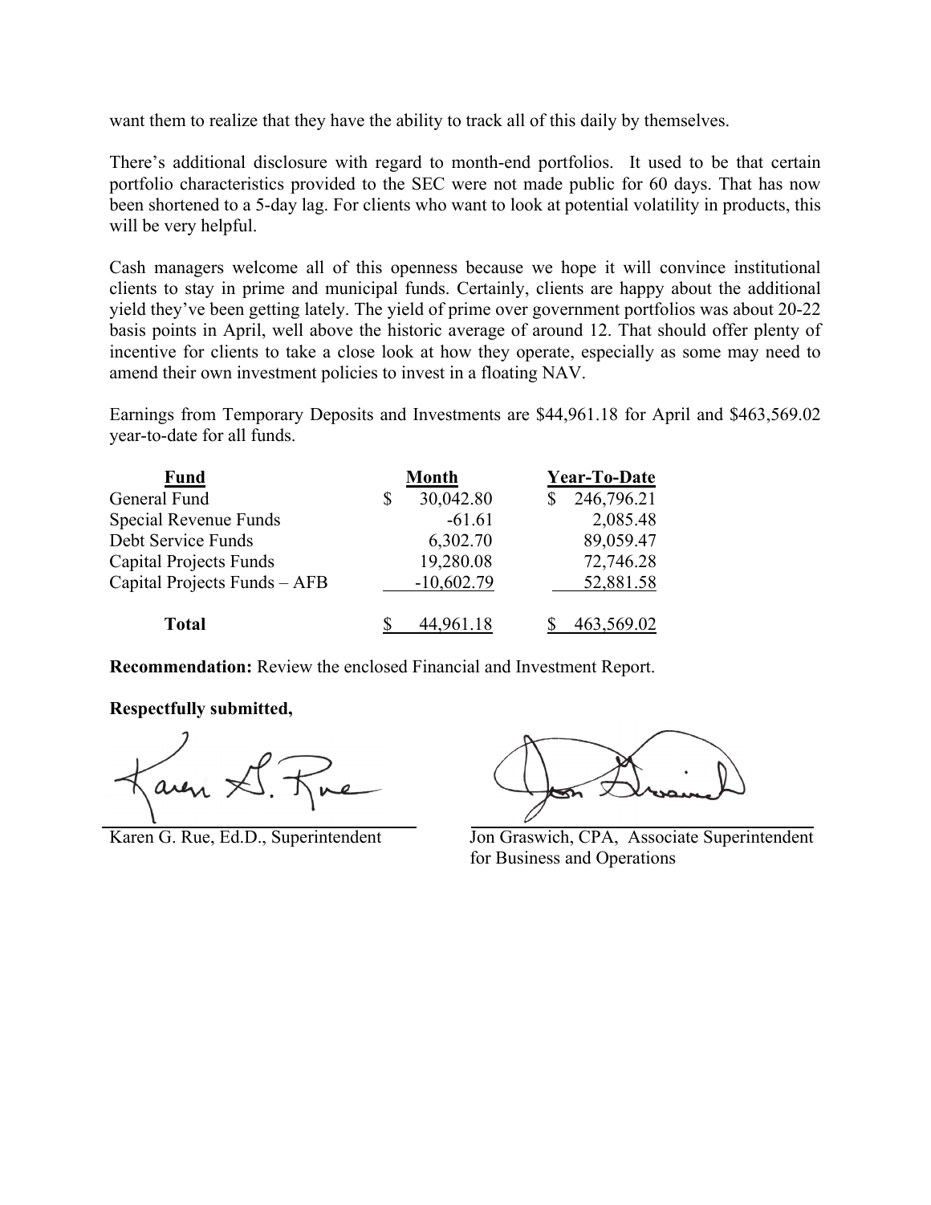want them to realize that they have the ability to track all of this daily by themselves.

There's additional disclosure with regard to month-end portfolios. It used to be that certain portfolio characteristics provided to the SEC were not made public for 60 days. That has now been shortened to a 5-day lag. For clients who want to look at potential volatility in products, this will be very helpful.

Cash managers welcome all of this openness because we hope it will convince institutional clients to stay in prime and municipal funds. Certainly, clients are happy about the additional yield they've been getting lately. The yield of prime over government portfolios was about 20-22 basis points in April, well above the historic average of around 12. That should offer plenty of incentive for clients to take a close look at how they operate, especially as some may need to amend their own investment policies to invest in a floating NAV.

Earnings from Temporary Deposits and Investments are $44,961.18 for April and $463,569.02 year-to-date for all funds.

| Fund | Month | Year-To-Date |
|---|---|---|
| General Fund | $ 30,042.80 | $ 246,796.21 |
| Special Revenue Funds | -61.61 | 2,085.48 |
| Debt Service Funds | 6,302.70 | 89,059.47 |
| Capital Projects Funds | 19,280.08 | 72,746.28 |
| Capital Projects Funds – AFB | -10,602.79 | 52,881.58 |
| **Total** | $ 44,961.18 | $ 463,569.02 |

**Recommendation:** Review the enclosed Financial and Investment Report.

**Respectfully submitted,**

Karen G. Rue, Ed.D., Superintendent

Jon Graswich, CPA, Associate Superintendent for Business and Operations